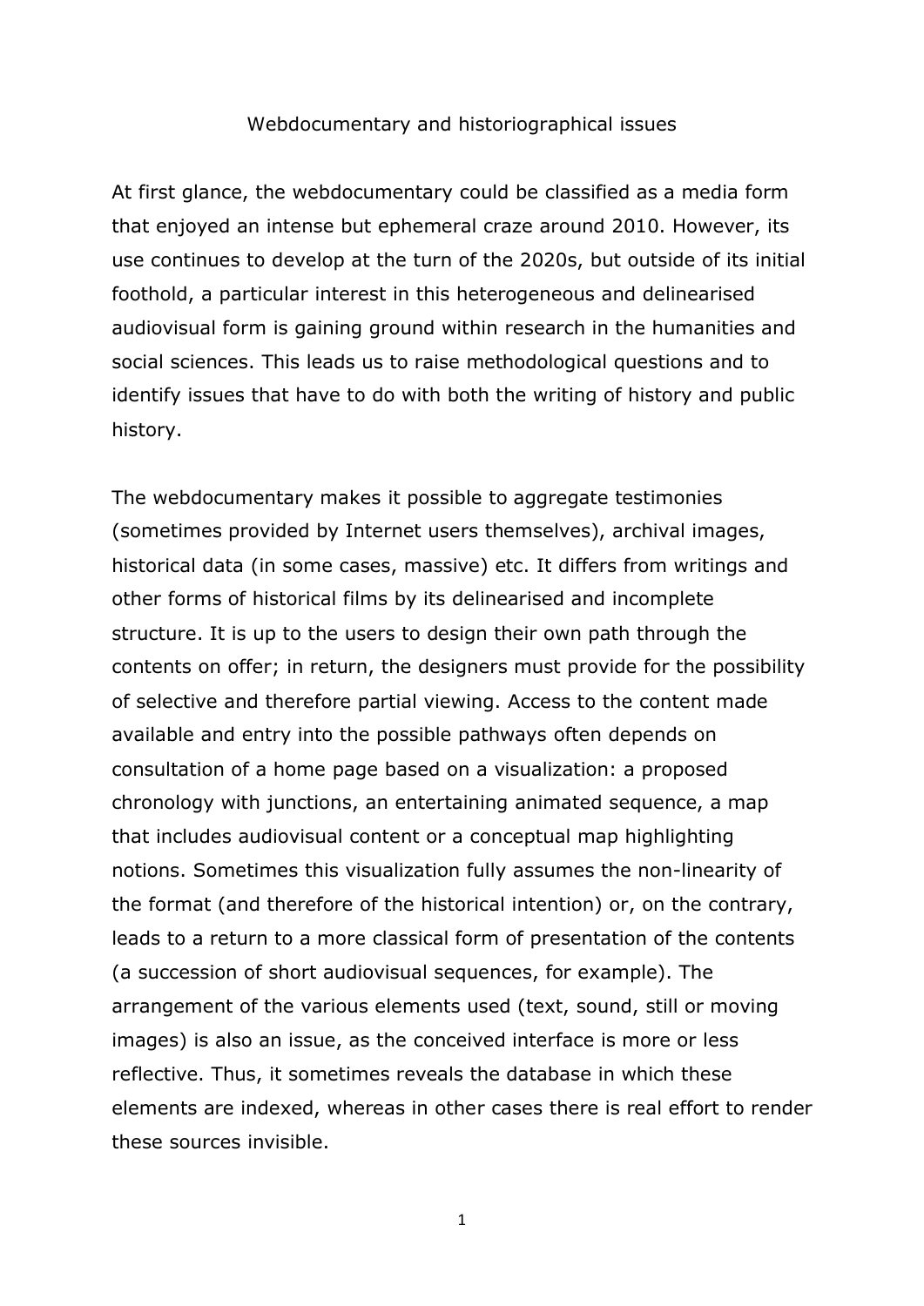# Webdocumentary and historiographical issues

At first glance, the webdocumentary could be classified as a media form that enjoyed an intense but ephemeral craze around 2010. However, its use continues to develop at the turn of the 2020s, but outside of its initial foothold, a particular interest in this heterogeneous and delinearised audiovisual form is gaining ground within research in the humanities and social sciences. This leads us to raise methodological questions and to identify issues that have to do with both the writing of history and public history.

The webdocumentary makes it possible to aggregate testimonies (sometimes provided by Internet users themselves), archival images, historical data (in some cases, massive) etc. It differs from writings and other forms of historical films by its delinearised and incomplete structure. It is up to the users to design their own path through the contents on offer; in return, the designers must provide for the possibility of selective and therefore partial viewing. Access to the content made available and entry into the possible pathways often depends on consultation of a home page based on a visualization: a proposed chronology with junctions, an entertaining animated sequence, a map that includes audiovisual content or a conceptual map highlighting notions. Sometimes this visualization fully assumes the non-linearity of the format (and therefore of the historical intention) or, on the contrary, leads to a return to a more classical form of presentation of the contents (a succession of short audiovisual sequences, for example). The arrangement of the various elements used (text, sound, still or moving images) is also an issue, as the conceived interface is more or less reflective. Thus, it sometimes reveals the database in which these elements are indexed, whereas in other cases there is real effort to render these sources invisible.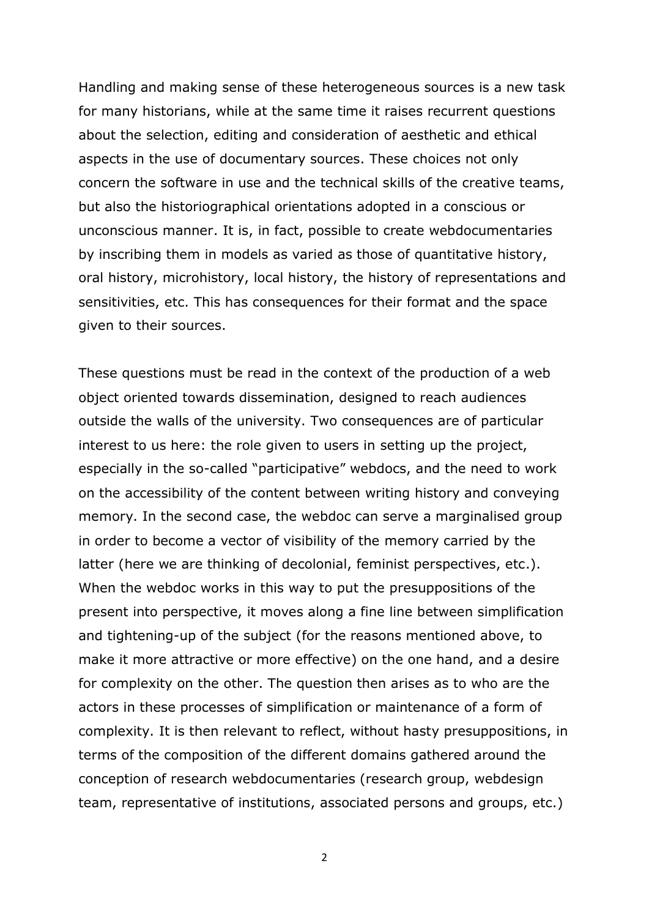Handling and making sense of these heterogeneous sources is a new task for many historians, while at the same time it raises recurrent questions about the selection, editing and consideration of aesthetic and ethical aspects in the use of documentary sources. These choices not only concern the software in use and the technical skills of the creative teams, but also the historiographical orientations adopted in a conscious or unconscious manner. It is, in fact, possible to create webdocumentaries by inscribing them in models as varied as those of quantitative history, oral history, microhistory, local history, the history of representations and sensitivities, etc. This has consequences for their format and the space given to their sources.

These questions must be read in the context of the production of a web object oriented towards dissemination, designed to reach audiences outside the walls of the university. Two consequences are of particular interest to us here: the role given to users in setting up the project, especially in the so-called "participative" webdocs, and the need to work on the accessibility of the content between writing history and conveying memory. In the second case, the webdoc can serve a marginalised group in order to become a vector of visibility of the memory carried by the latter (here we are thinking of decolonial, feminist perspectives, etc.). When the webdoc works in this way to put the presuppositions of the present into perspective, it moves along a fine line between simplification and tightening-up of the subject (for the reasons mentioned above, to make it more attractive or more effective) on the one hand, and a desire for complexity on the other. The question then arises as to who are the actors in these processes of simplification or maintenance of a form of complexity. It is then relevant to reflect, without hasty presuppositions, in terms of the composition of the different domains gathered around the conception of research webdocumentaries (research group, webdesign team, representative of institutions, associated persons and groups, etc.)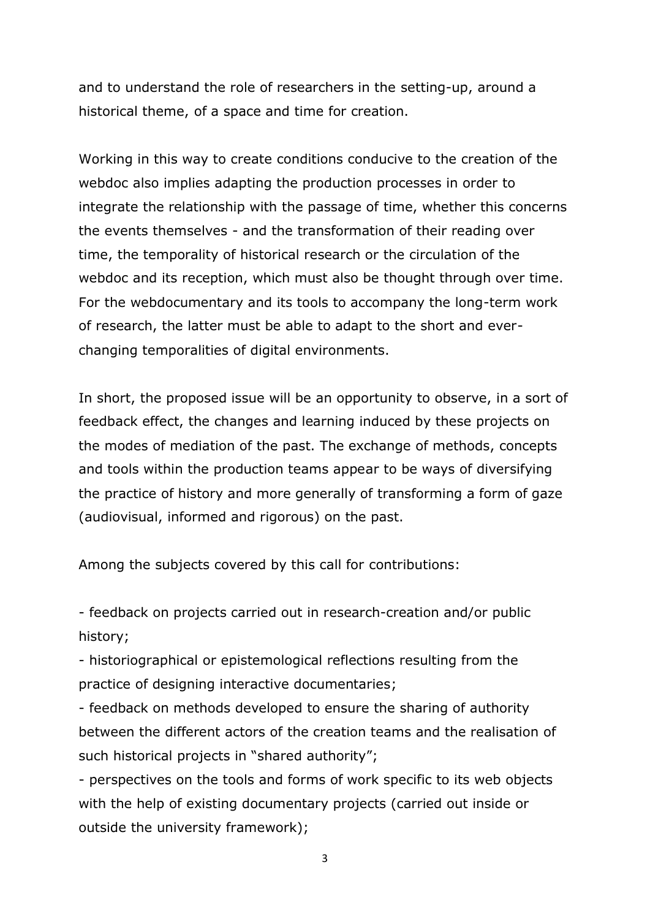and to understand the role of researchers in the setting-up, around a historical theme, of a space and time for creation.

Working in this way to create conditions conducive to the creation of the webdoc also implies adapting the production processes in order to integrate the relationship with the passage of time, whether this concerns the events themselves - and the transformation of their reading over time, the temporality of historical research or the circulation of the webdoc and its reception, which must also be thought through over time. For the webdocumentary and its tools to accompany the long-term work of research, the latter must be able to adapt to the short and ever-changing temporalities of digital environments.

In short, the proposed issue will be an opportunity to observe, in a sort of feedback effect, the changes and learning induced by these projects on the modes of mediation of the past. The exchange of methods, concepts and tools within the production teams appear to be ways of diversifying the practice of history and more generally of transforming a form of gaze (audiovisual, informed and rigorous) on the past.

Among the subjects covered by this call for contributions:

- feedback on projects carried out in research-creation and/or public history;
- historiographical or epistemological reflections resulting from the practice of designing interactive documentaries;
- feedback on methods developed to ensure the sharing of authority between the different actors of the creation teams and the realisation of such historical projects in "shared authority";
- perspectives on the tools and forms of work specific to its web objects with the help of existing documentary projects (carried out inside or outside the university framework);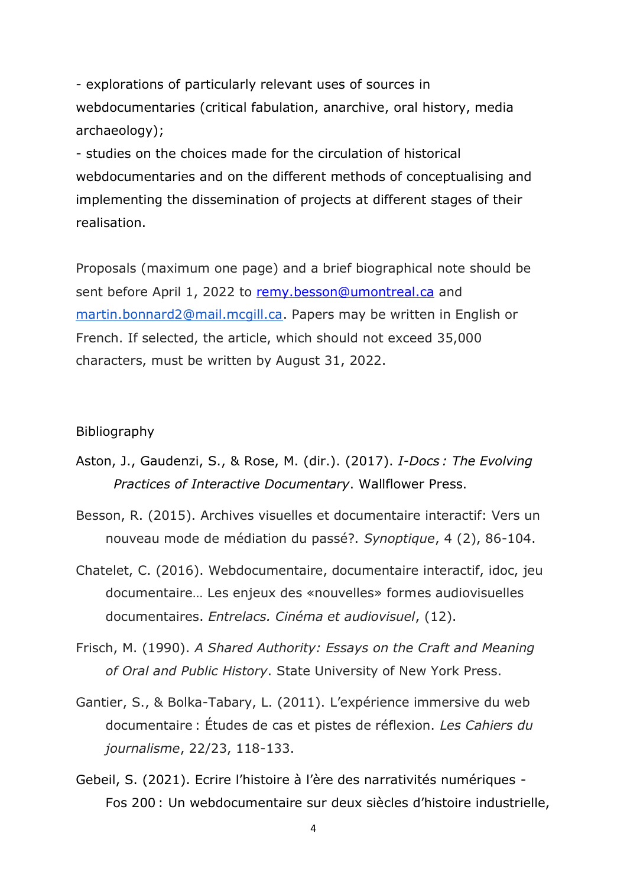- explorations of particularly relevant uses of sources in webdocumentaries (critical fabulation, anarchive, oral history, media archaeology);
- studies on the choices made for the circulation of historical webdocumentaries and on the different methods of conceptualising and implementing the dissemination of projects at different stages of their realisation.

Proposals (maximum one page) and a brief biographical note should be sent before April 1, 2022 to [remy.besson@umontreal.ca](mailto:remy.besson@umontreal.ca) and [martin.bonnard2@mail.mcgill.ca](mailto:martin.bonnard2@mail.mcgill.ca). Papers may be written in English or French. If selected, the article, which should not exceed 35,000 characters, must be written by August 31, 2022.

Bibliography

Aston, J., Gaudenzi, S., & Rose, M. (dir.). (2017). *I-Docs : The Evolving Practices of Interactive Documentary*. Wallflower Press.

Besson, R. (2015). Archives visuelles et documentaire interactif: Vers un nouveau mode de médiation du passé?. *Synoptique*, 4 (2), 86-104.

Chatelet, C. (2016). Webdocumentaire, documentaire interactif, idoc, jeu documentaire… Les enjeux des «nouvelles» formes audiovisuelles documentaires. *Entrelacs. Cinéma et audiovisuel*, (12).

Frisch, M. (1990). *A Shared Authority: Essays on the Craft and Meaning of Oral and Public History*. State University of New York Press.

Gantier, S., & Bolka-Tabary, L. (2011). L'expérience immersive du web documentaire : Études de cas et pistes de réflexion. *Les Cahiers du journalisme*, 22/23, 118-133.

Gebeil, S. (2021). Ecrire l'histoire à l'ère des narrativités numériques - Fos 200 : Un webdocumentaire sur deux siècles d'histoire industrielle,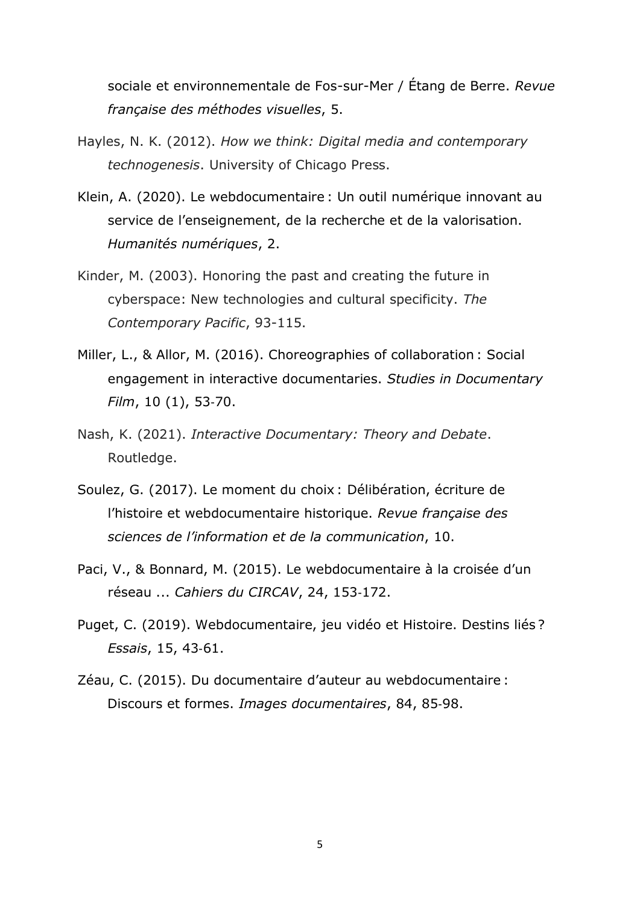sociale et environnementale de Fos-sur-Mer / Étang de Berre. *Revue française des méthodes visuelles*, 5.

Hayles, N. K. (2012). *How we think: Digital media and contemporary technogenesis*. University of Chicago Press.

Klein, A. (2020). Le webdocumentaire : Un outil numérique innovant au service de l'enseignement, de la recherche et de la valorisation. *Humanités numériques*, 2.

Kinder, M. (2003). Honoring the past and creating the future in cyberspace: New technologies and cultural specificity. *The Contemporary Pacific*, 93-115.

Miller, L., & Allor, M. (2016). Choreographies of collaboration : Social engagement in interactive documentaries. *Studies in Documentary Film*, 10 (1), 53-70.

Nash, K. (2021). *Interactive Documentary: Theory and Debate*. Routledge.

Soulez, G. (2017). Le moment du choix : Délibération, écriture de l'histoire et webdocumentaire historique. *Revue française des sciences de l'information et de la communication*, 10.

Paci, V., & Bonnard, M. (2015). Le webdocumentaire à la croisée d'un réseau ... *Cahiers du CIRCAV*, 24, 153-172.

Puget, C. (2019). Webdocumentaire, jeu vidéo et Histoire. Destins liés ? *Essais*, 15, 43-61.

Zéau, C. (2015). Du documentaire d'auteur au webdocumentaire : Discours et formes. *Images documentaires*, 84, 85-98.